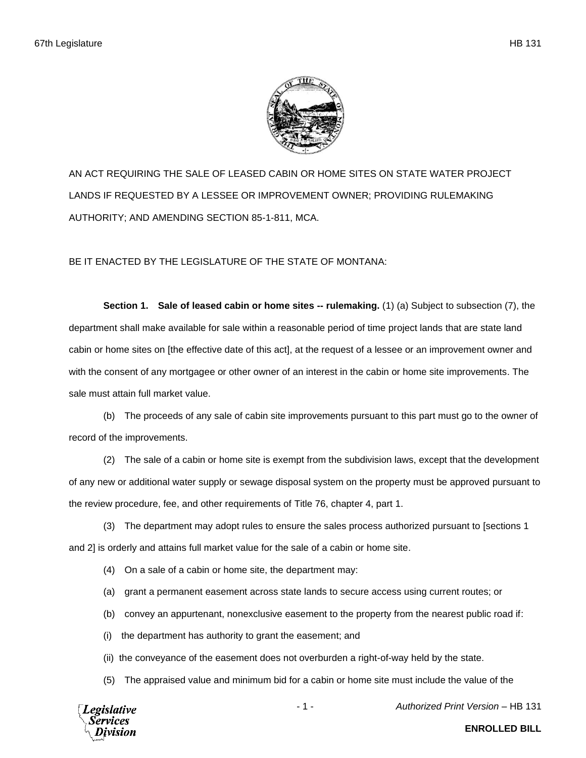AN ACT REQUIRING THE SALE OF LEASED CABIN OR HOME SITES ON STATE WATER PROJECT LANDS IF REQUESTED BY A LESSEE OR IMPROVEMENT OWNER; PROVIDING RULEMAKING AUTHORITY; AND AMENDING SECTION 85-1-811, MCA.

BE IT ENACTED BY THE LEGISLATURE OF THE STATE OF MONTANA:

**Section 1. Sale of leased cabin or home sites -- rulemaking.** (1) (a) Subject to subsection (7), the department shall make available for sale within a reasonable period of time project lands that are state land cabin or home sites on [the effective date of this act], at the request of a lessee or an improvement owner and with the consent of any mortgagee or other owner of an interest in the cabin or home site improvements. The sale must attain full market value.

(b) The proceeds of any sale of cabin site improvements pursuant to this part must go to the owner of record of the improvements.

(2) The sale of a cabin or home site is exempt from the subdivision laws, except that the development of any new or additional water supply or sewage disposal system on the property must be approved pursuant to the review procedure, fee, and other requirements of Title 76, chapter 4, part 1.

(3) The department may adopt rules to ensure the sales process authorized pursuant to [sections 1 and 2] is orderly and attains full market value for the sale of a cabin or home site.

(4) On a sale of a cabin or home site, the department may:

(a) grant a permanent easement across state lands to secure access using current routes; or

(b) convey an appurtenant, nonexclusive easement to the property from the nearest public road if:

(i) the department has authority to grant the easement; and

(ii) the conveyance of the easement does not overburden a right-of-way held by the state.

(5) The appraised value and minimum bid for a cabin or home site must include the value of the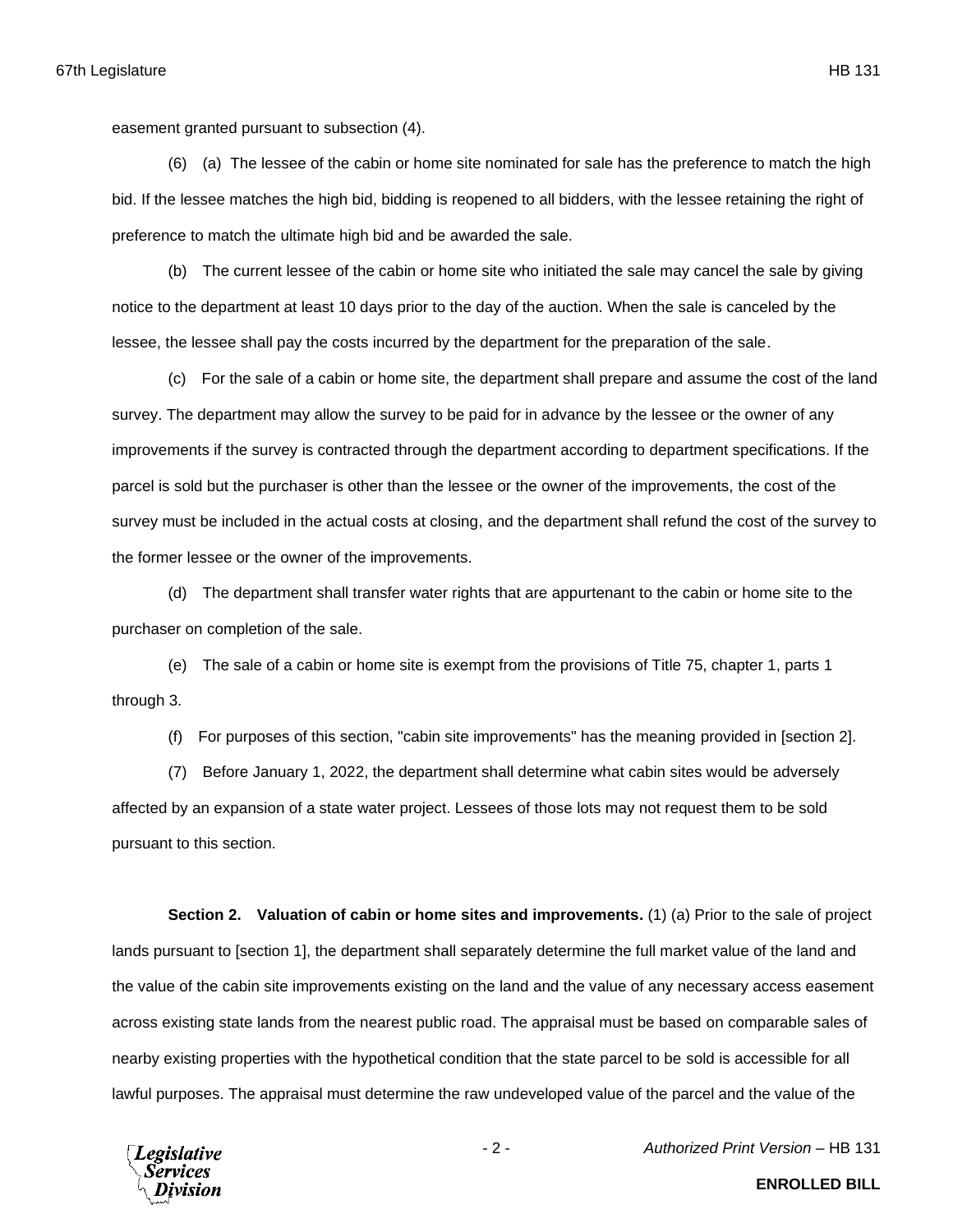easement granted pursuant to subsection (4).

(6) (a) The lessee of the cabin or home site nominated for sale has the preference to match the high bid. If the lessee matches the high bid, bidding is reopened to all bidders, with the lessee retaining the right of preference to match the ultimate high bid and be awarded the sale.

(b) The current lessee of the cabin or home site who initiated the sale may cancel the sale by giving notice to the department at least 10 days prior to the day of the auction. When the sale is canceled by the lessee, the lessee shall pay the costs incurred by the department for the preparation of the sale.

(c) For the sale of a cabin or home site, the department shall prepare and assume the cost of the land survey. The department may allow the survey to be paid for in advance by the lessee or the owner of any improvements if the survey is contracted through the department according to department specifications. If the parcel is sold but the purchaser is other than the lessee or the owner of the improvements, the cost of the survey must be included in the actual costs at closing, and the department shall refund the cost of the survey to the former lessee or the owner of the improvements.

(d) The department shall transfer water rights that are appurtenant to the cabin or home site to the purchaser on completion of the sale.

(e) The sale of a cabin or home site is exempt from the provisions of Title 75, chapter 1, parts 1 through 3.

(f) For purposes of this section, "cabin site improvements" has the meaning provided in [section 2].

(7) Before January 1, 2022, the department shall determine what cabin sites would be adversely affected by an expansion of a state water project. Lessees of those lots may not request them to be sold pursuant to this section.

**Section 2. Valuation of cabin or home sites and improvements.** (1) (a) Prior to the sale of project lands pursuant to [section 1], the department shall separately determine the full market value of the land and the value of the cabin site improvements existing on the land and the value of any necessary access easement across existing state lands from the nearest public road. The appraisal must be based on comparable sales of nearby existing properties with the hypothetical condition that the state parcel to be sold is accessible for all lawful purposes. The appraisal must determine the raw undeveloped value of the parcel and the value of the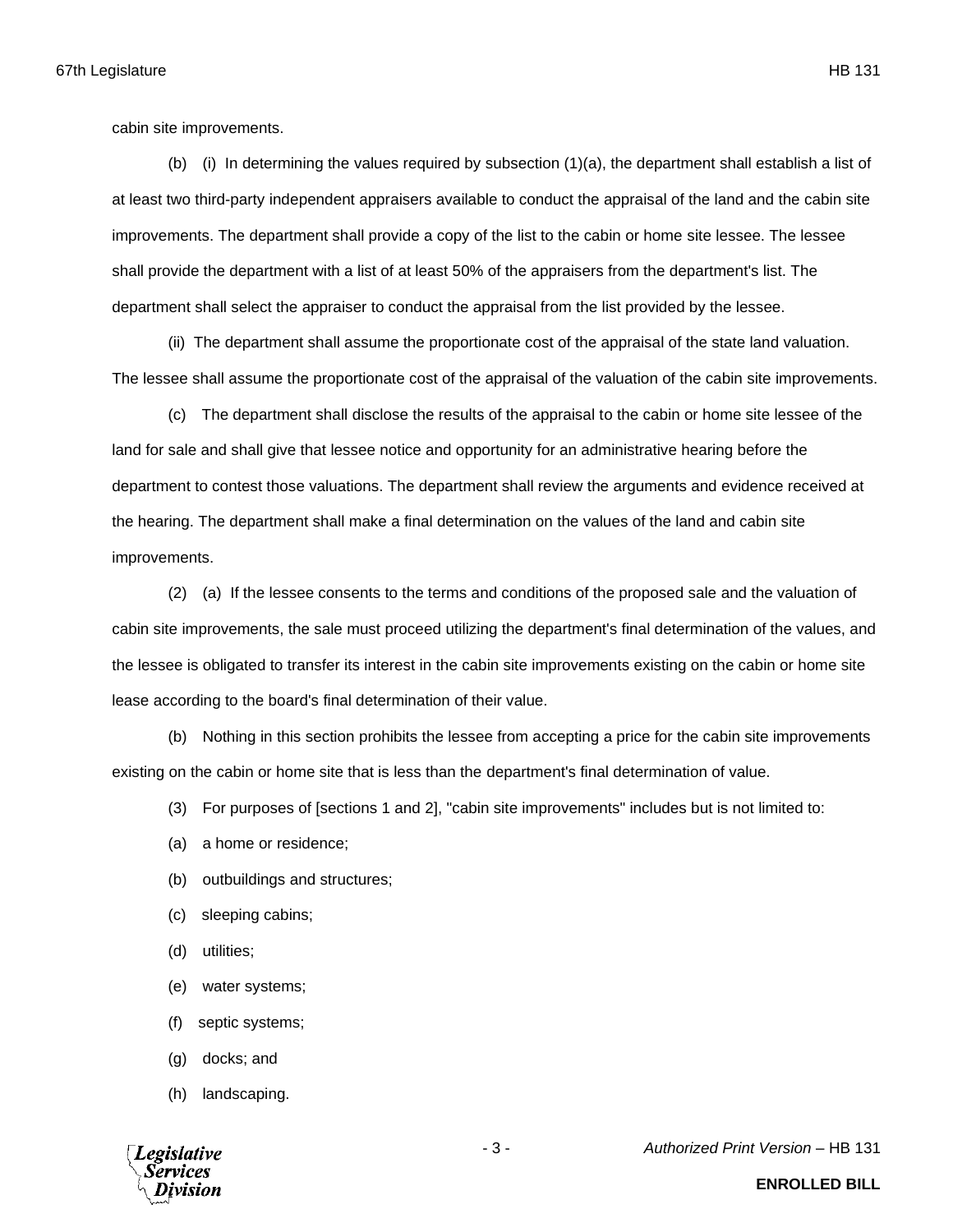cabin site improvements.

(b) (i) In determining the values required by subsection (1)(a), the department shall establish a list of at least two third-party independent appraisers available to conduct the appraisal of the land and the cabin site improvements. The department shall provide a copy of the list to the cabin or home site lessee. The lessee shall provide the department with a list of at least 50% of the appraisers from the department's list. The department shall select the appraiser to conduct the appraisal from the list provided by the lessee.

(ii) The department shall assume the proportionate cost of the appraisal of the state land valuation. The lessee shall assume the proportionate cost of the appraisal of the valuation of the cabin site improvements.

(c) The department shall disclose the results of the appraisal to the cabin or home site lessee of the land for sale and shall give that lessee notice and opportunity for an administrative hearing before the department to contest those valuations. The department shall review the arguments and evidence received at the hearing. The department shall make a final determination on the values of the land and cabin site improvements.

(2) (a) If the lessee consents to the terms and conditions of the proposed sale and the valuation of cabin site improvements, the sale must proceed utilizing the department's final determination of the values, and the lessee is obligated to transfer its interest in the cabin site improvements existing on the cabin or home site lease according to the board's final determination of their value.

(b) Nothing in this section prohibits the lessee from accepting a price for the cabin site improvements existing on the cabin or home site that is less than the department's final determination of value.

(3) For purposes of [sections 1 and 2], "cabin site improvements" includes but is not limited to:

(a) a home or residence;

(b) outbuildings and structures;

(c) sleeping cabins;

(d) utilities;

(e) water systems;

(f) septic systems;

(g) docks; and

(h) landscaping.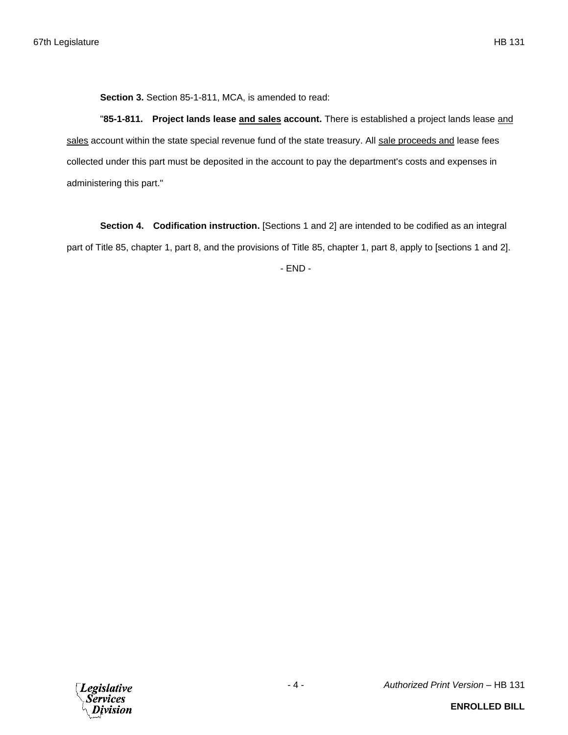**Section 3.** Section 85-1-811, MCA, is amended to read:

"**85-1-811. Project lands lease <u>and sales</u> account.** There is established a project lands lease <u>and sales</u> account within the state special revenue fund of the state treasury. All <u>sale proceeds and</u> lease fees collected under this part must be deposited in the account to pay the department's costs and expenses in administering this part."

**Section 4. Codification instruction.** [Sections 1 and 2] are intended to be codified as an integral part of Title 85, chapter 1, part 8, and the provisions of Title 85, chapter 1, part 8, apply to [sections 1 and 2].

- END -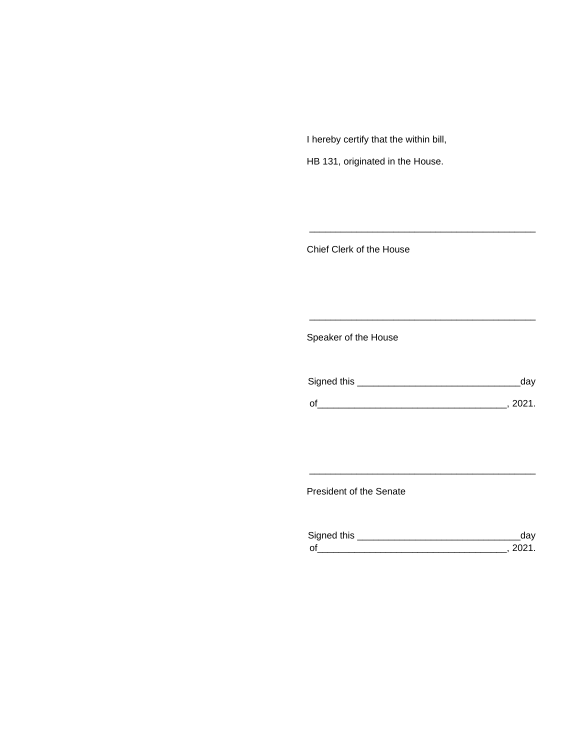I hereby certify that the within bill,

HB 131, originated in the House.

\_\_\_\_\_\_\_\_\_\_\_\_\_\_\_\_\_\_\_\_\_\_\_\_\_\_\_\_\_\_\_\_\_\_\_\_\_\_\_\_\_\_\_

Chief Clerk of the House

\_\_\_\_\_\_\_\_\_\_\_\_\_\_\_\_\_\_\_\_\_\_\_\_\_\_\_\_\_\_\_\_\_\_\_\_\_\_\_\_\_\_\_

Speaker of the House

Signed this \_\_\_\_\_\_\_\_\_\_\_\_\_\_\_\_\_\_\_\_\_\_\_\_\_\_\_\_\_\_day

of\_\_\_\_\_\_\_\_\_\_\_\_\_\_\_\_\_\_\_\_\_\_\_\_\_\_\_\_\_\_\_\_\_\_\_, 2021.

\_\_\_\_\_\_\_\_\_\_\_\_\_\_\_\_\_\_\_\_\_\_\_\_\_\_\_\_\_\_\_\_\_\_\_\_\_\_\_\_\_\_\_

President of the Senate

Signed this \_\_\_\_\_\_\_\_\_\_\_\_\_\_\_\_\_\_\_\_\_\_\_\_\_\_\_\_\_\_day

of\_\_\_\_\_\_\_\_\_\_\_\_\_\_\_\_\_\_\_\_\_\_\_\_\_\_\_\_\_\_\_\_\_\_\_, 2021.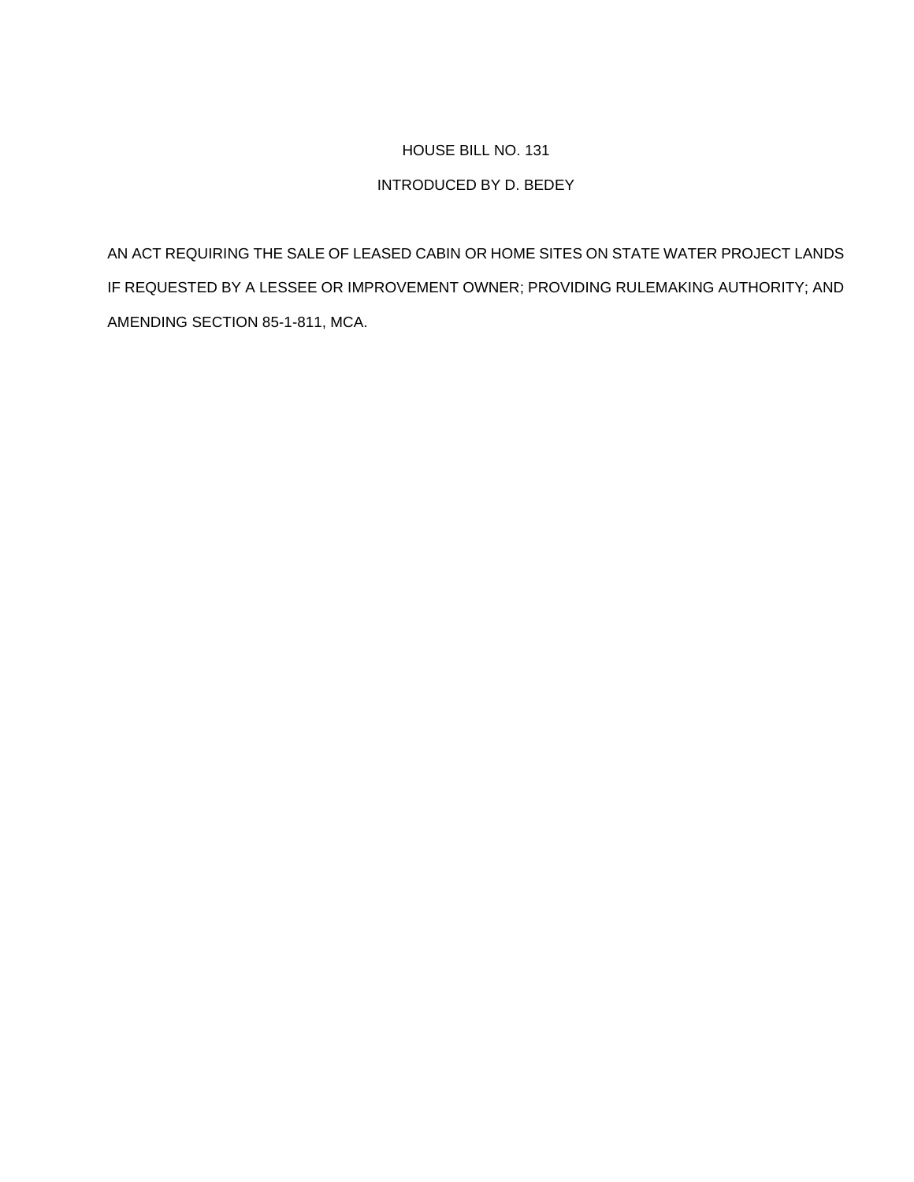HOUSE BILL NO. 131

INTRODUCED BY D. BEDEY

AN ACT REQUIRING THE SALE OF LEASED CABIN OR HOME SITES ON STATE WATER PROJECT LANDS IF REQUESTED BY A LESSEE OR IMPROVEMENT OWNER; PROVIDING RULEMAKING AUTHORITY; AND AMENDING SECTION 85-1-811, MCA.